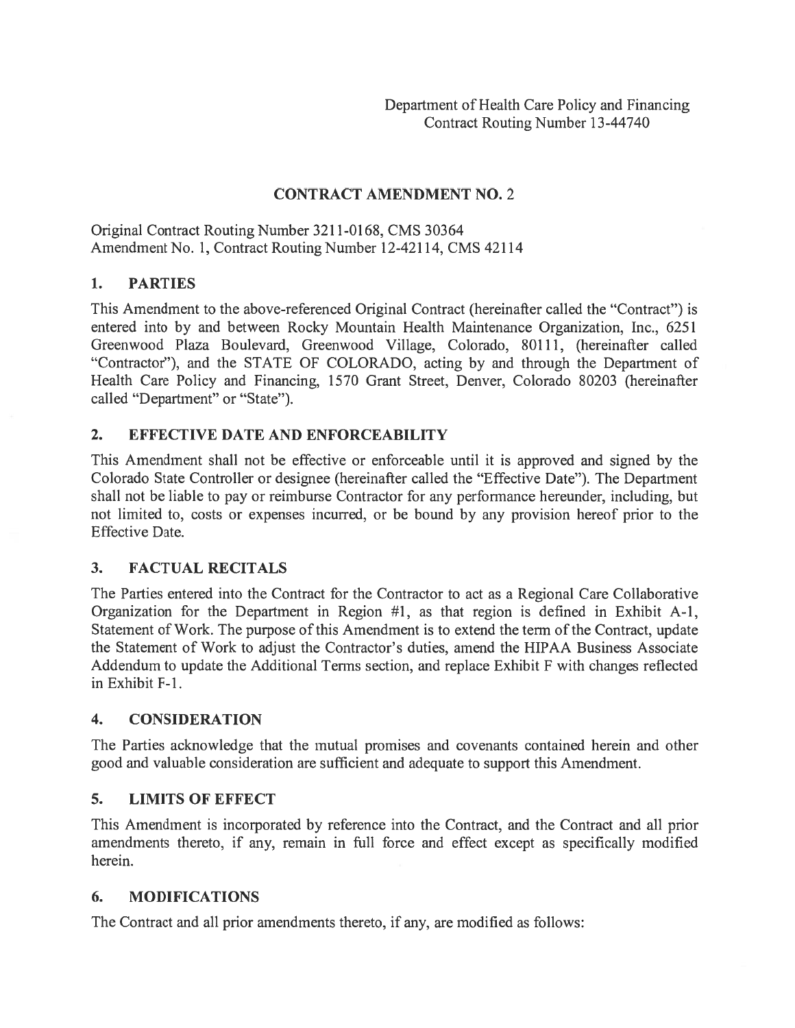Department of Health Care Policy and Financing
Contract Routing Number 13-44740

## CONTRACT AMENDMENT NO. 2

Original Contract Routing Number 3211-0168, CMS 30364
Amendment No. 1, Contract Routing Number 12-42114, CMS 42114

### 1. PARTIES

This Amendment to the above-referenced Original Contract (hereinafter called the "Contract") is entered into by and between Rocky Mountain Health Maintenance Organization, Inc., 6251 Greenwood Plaza Boulevard, Greenwood Village, Colorado, 80111, (hereinafter called "Contractor"), and the STATE OF COLORADO, acting by and through the Department of Health Care Policy and Financing, 1570 Grant Street, Denver, Colorado 80203 (hereinafter called "Department" or "State").

### 2. EFFECTIVE DATE AND ENFORCEABILITY

This Amendment shall not be effective or enforceable until it is approved and signed by the Colorado State Controller or designee (hereinafter called the "Effective Date"). The Department shall not be liable to pay or reimburse Contractor for any performance hereunder, including, but not limited to, costs or expenses incurred, or be bound by any provision hereof prior to the Effective Date.

### 3. FACTUAL RECITALS

The Parties entered into the Contract for the Contractor to act as a Regional Care Collaborative Organization for the Department in Region #1, as that region is defined in Exhibit A-1, Statement of Work. The purpose of this Amendment is to extend the term of the Contract, update the Statement of Work to adjust the Contractor's duties, amend the HIPAA Business Associate Addendum to update the Additional Terms section, and replace Exhibit F with changes reflected in Exhibit F-1.

### 4. CONSIDERATION

The Parties acknowledge that the mutual promises and covenants contained herein and other good and valuable consideration are sufficient and adequate to support this Amendment.

### 5. LIMITS OF EFFECT

This Amendment is incorporated by reference into the Contract, and the Contract and all prior amendments thereto, if any, remain in full force and effect except as specifically modified herein.

### 6. MODIFICATIONS

The Contract and all prior amendments thereto, if any, are modified as follows: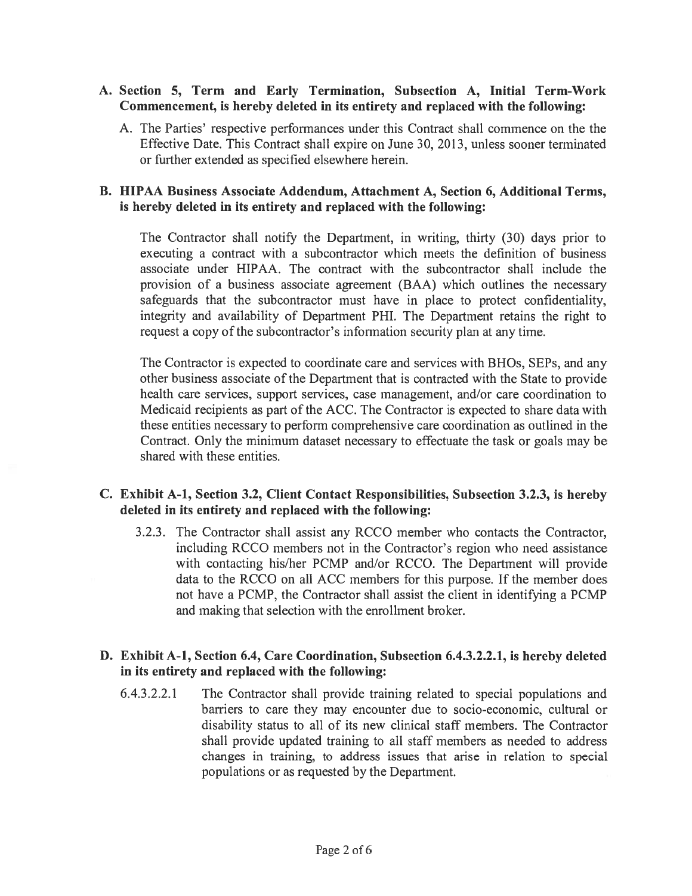**A. Section 5, Term and Early Termination, Subsection A, Initial Term-Work Commencement, is hereby deleted in its entirety and replaced with the following:**

A. The Parties' respective performances under this Contract shall commence on the the Effective Date. This Contract shall expire on June 30, 2013, unless sooner terminated or further extended as specified elsewhere herein.

**B. HIPAA Business Associate Addendum, Attachment A, Section 6, Additional Terms, is hereby deleted in its entirety and replaced with the following:**

The Contractor shall notify the Department, in writing, thirty (30) days prior to executing a contract with a subcontractor which meets the definition of business associate under HIPAA. The contract with the subcontractor shall include the provision of a business associate agreement (BAA) which outlines the necessary safeguards that the subcontractor must have in place to protect confidentiality, integrity and availability of Department PHI. The Department retains the right to request a copy of the subcontractor's information security plan at any time.

The Contractor is expected to coordinate care and services with BHOs, SEPs, and any other business associate of the Department that is contracted with the State to provide health care services, support services, case management, and/or care coordination to Medicaid recipients as part of the ACC. The Contractor is expected to share data with these entities necessary to perform comprehensive care coordination as outlined in the Contract. Only the minimum dataset necessary to effectuate the task or goals may be shared with these entities.

**C. Exhibit A-1, Section 3.2, Client Contact Responsibilities, Subsection 3.2.3, is hereby deleted in its entirety and replaced with the following:**

3.2.3. The Contractor shall assist any RCCO member who contacts the Contractor, including RCCO members not in the Contractor's region who need assistance with contacting his/her PCMP and/or RCCO. The Department will provide data to the RCCO on all ACC members for this purpose. If the member does not have a PCMP, the Contractor shall assist the client in identifying a PCMP and making that selection with the enrollment broker.

**D. Exhibit A-1, Section 6.4, Care Coordination, Subsection 6.4.3.2.2.1, is hereby deleted in its entirety and replaced with the following:**

6.4.3.2.2.1 The Contractor shall provide training related to special populations and barriers to care they may encounter due to socio-economic, cultural or disability status to all of its new clinical staff members. The Contractor shall provide updated training to all staff members as needed to address changes in training, to address issues that arise in relation to special populations or as requested by the Department.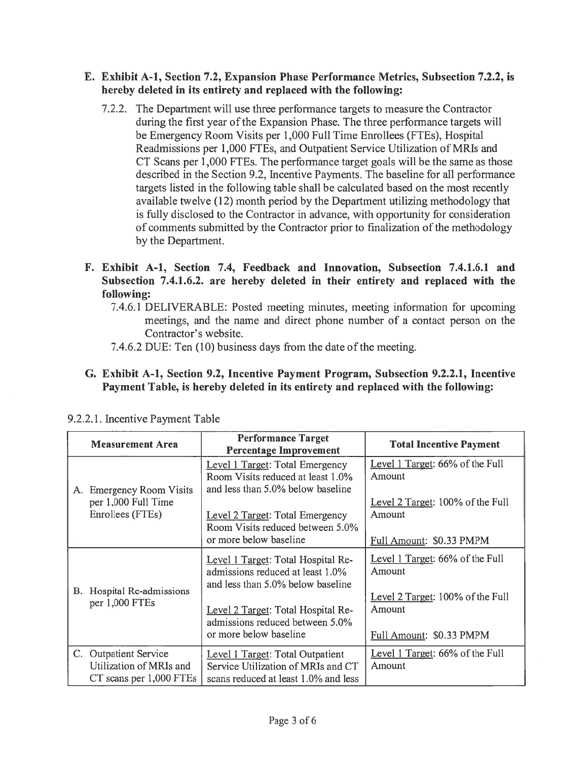**E. Exhibit A-1, Section 7.2, Expansion Phase Performance Metrics, Subsection 7.2.2, is hereby deleted in its entirety and replaced with the following:**

7.2.2. The Department will use three performance targets to measure the Contractor during the first year of the Expansion Phase. The three performance targets will be Emergency Room Visits per 1,000 Full Time Enrollees (FTEs), Hospital Readmissions per 1,000 FTEs, and Outpatient Service Utilization of MRIs and CT Scans per 1,000 FTEs. The performance target goals will be the same as those described in the Section 9.2, Incentive Payments. The baseline for all performance targets listed in the following table shall be calculated based on the most recently available twelve (12) month period by the Department utilizing methodology that is fully disclosed to the Contractor in advance, with opportunity for consideration of comments submitted by the Contractor prior to finalization of the methodology by the Department.

**F. Exhibit A-1, Section 7.4, Feedback and Innovation, Subsection 7.4.1.6.1 and Subsection 7.4.1.6.2. are hereby deleted in their entirety and replaced with the following:**

7.4.6.1 DELIVERABLE: Posted meeting minutes, meeting information for upcoming meetings, and the name and direct phone number of a contact person on the Contractor's website.

7.4.6.2 DUE: Ten (10) business days from the date of the meeting.

**G. Exhibit A-1, Section 9.2, Incentive Payment Program, Subsection 9.2.2.1, Incentive Payment Table, is hereby deleted in its entirety and replaced with the following:**

9.2.2.1. Incentive Payment Table

| Measurement Area | Performance Target Percentage Improvement | Total Incentive Payment |
|---|---|---|
| A. Emergency Room Visits per 1,000 Full Time Enrollees (FTEs) | Level 1 Target: Total Emergency Room Visits reduced at least 1.0% and less than 5.0% below baseline<br><br>Level 2 Target: Total Emergency Room Visits reduced between 5.0% or more below baseline | Level 1 Target: 66% of the Full Amount<br><br>Level 2 Target: 100% of the Full Amount<br><br>Full Amount: $0.33 PMPM |
| B. Hospital Re-admissions per 1,000 FTEs | Level 1 Target: Total Hospital Re-admissions reduced at least 1.0% and less than 5.0% below baseline<br><br>Level 2 Target: Total Hospital Re-admissions reduced between 5.0% or more below baseline | Level 1 Target: 66% of the Full Amount<br><br>Level 2 Target: 100% of the Full Amount<br><br>Full Amount: $0.33 PMPM |
| C. Outpatient Service Utilization of MRIs and CT scans per 1,000 FTEs | Level 1 Target: Total Outpatient Service Utilization of MRIs and CT scans reduced at least 1.0% and less | Level 1 Target: 66% of the Full Amount |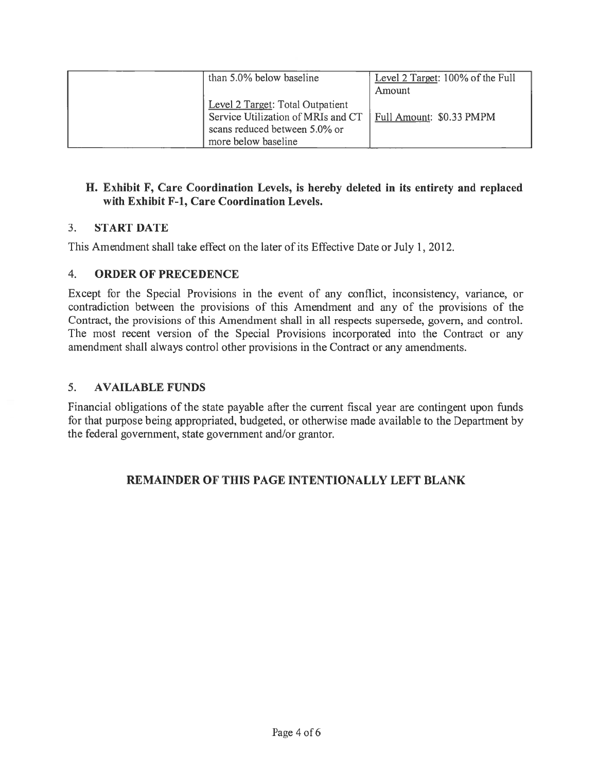| | | |
|---|---|---|
| | than 5.0% below baseline<br><br>Level 2 Target: Total Outpatient Service Utilization of MRIs and CT scans reduced between 5.0% or more below baseline | Level 2 Target: 100% of the Full Amount<br><br>Full Amount: $0.33 PMPM |

**H. Exhibit F, Care Coordination Levels, is hereby deleted in its entirety and replaced with Exhibit F-1, Care Coordination Levels.**

## 3. START DATE

This Amendment shall take effect on the later of its Effective Date or July 1, 2012.

## 4. ORDER OF PRECEDENCE

Except for the Special Provisions in the event of any conflict, inconsistency, variance, or contradiction between the provisions of this Amendment and any of the provisions of the Contract, the provisions of this Amendment shall in all respects supersede, govern, and control. The most recent version of the Special Provisions incorporated into the Contract or any amendment shall always control other provisions in the Contract or any amendments.

## 5. AVAILABLE FUNDS

Financial obligations of the state payable after the current fiscal year are contingent upon funds for that purpose being appropriated, budgeted, or otherwise made available to the Department by the federal government, state government and/or grantor.

**REMAINDER OF THIS PAGE INTENTIONALLY LEFT BLANK**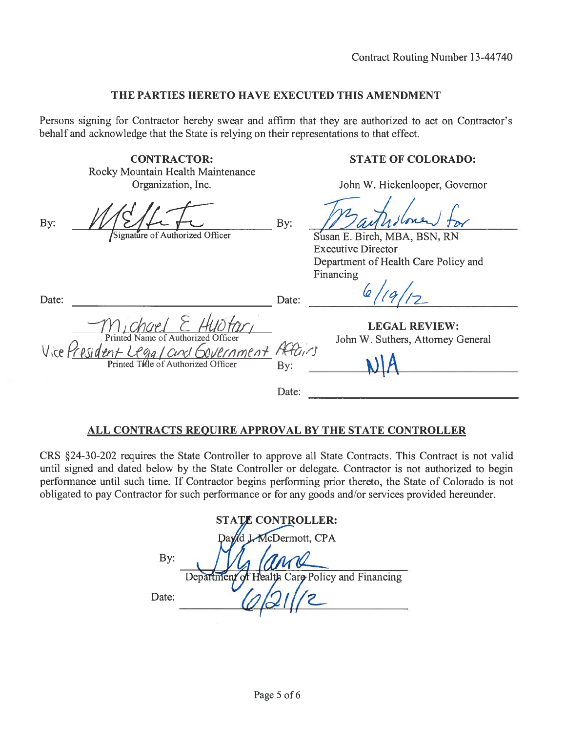Contract Routing Number 13-44740

## THE PARTIES HERETO HAVE EXECUTED THIS AMENDMENT

Persons signing for Contractor hereby swear and affirm that they are authorized to act on Contractor's behalf and acknowledge that the State is relying on their representations to that effect.

| **CONTRACTOR:** Rocky Mountain Health Maintenance Organization, Inc. | **STATE OF COLORADO:** John W. Hickenlooper, Governor |
|---|---|
| By: _[signature]_ Signature of Authorized Officer | By: _[signature]_ for Susan E. Birch, MBA, BSN, RN, Executive Director, Department of Health Care Policy and Financing |
| Date: ______________ | Date: 6/19/12 |
| Michael E Huotari — Printed Name of Authorized Officer | **LEGAL REVIEW:** John W. Suthers, Attorney General |
| Vice President Legal and Government Affairs — Printed Title of Authorized Officer | By: N/A |
| | Date: ______________ |

## ALL CONTRACTS REQUIRE APPROVAL BY THE STATE CONTROLLER

CRS §24-30-202 requires the State Controller to approve all State Contracts. This Contract is not valid until signed and dated below by the State Controller or delegate. Contractor is not authorized to begin performance until such time. If Contractor begins performing prior thereto, the State of Colorado is not obligated to pay Contractor for such performance or for any goods and/or services provided hereunder.

**STATE CONTROLLER:**
David J. McDermott, CPA

By: _[signature]_
Department of Health Care Policy and Financing

Date: 6/21/12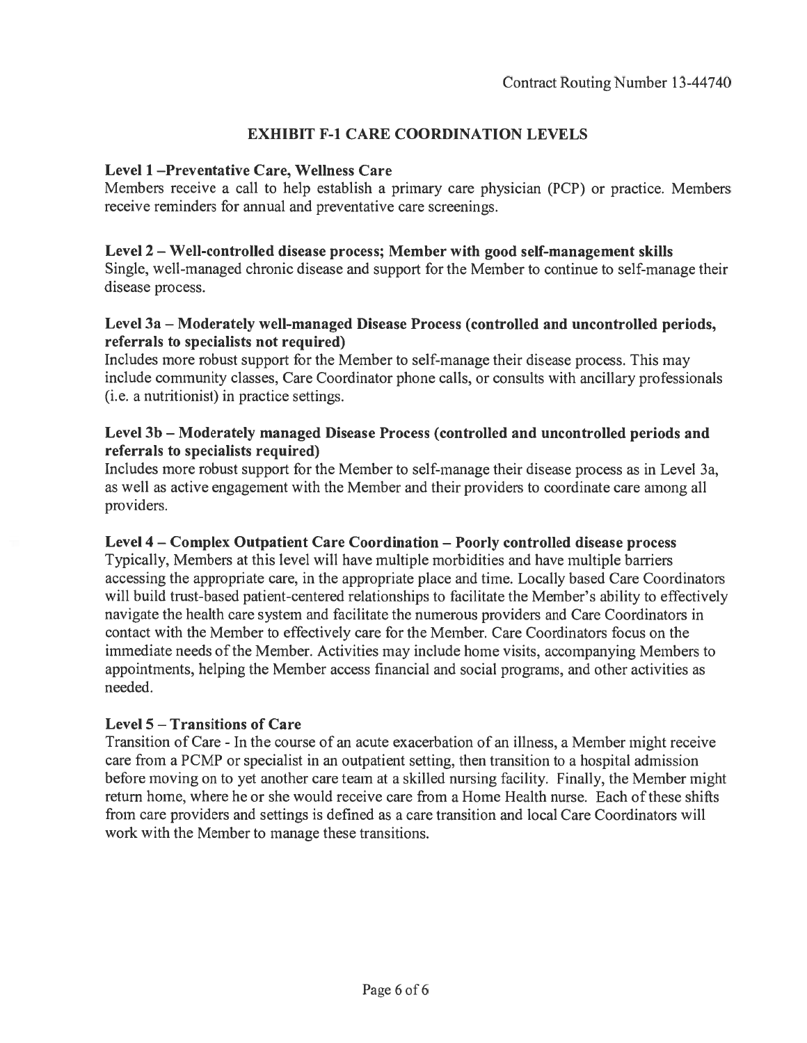Contract Routing Number 13-44740

## EXHIBIT F-1 CARE COORDINATION LEVELS

**Level 1 –Preventative Care, Wellness Care**

Members receive a call to help establish a primary care physician (PCP) or practice. Members receive reminders for annual and preventative care screenings.

**Level 2 – Well-controlled disease process; Member with good self-management skills**

Single, well-managed chronic disease and support for the Member to continue to self-manage their disease process.

**Level 3a – Moderately well-managed Disease Process (controlled and uncontrolled periods, referrals to specialists not required)**

Includes more robust support for the Member to self-manage their disease process. This may include community classes, Care Coordinator phone calls, or consults with ancillary professionals (i.e. a nutritionist) in practice settings.

**Level 3b – Moderately managed Disease Process (controlled and uncontrolled periods and referrals to specialists required)**

Includes more robust support for the Member to self-manage their disease process as in Level 3a, as well as active engagement with the Member and their providers to coordinate care among all providers.

**Level 4 – Complex Outpatient Care Coordination – Poorly controlled disease process**

Typically, Members at this level will have multiple morbidities and have multiple barriers accessing the appropriate care, in the appropriate place and time. Locally based Care Coordinators will build trust-based patient-centered relationships to facilitate the Member's ability to effectively navigate the health care system and facilitate the numerous providers and Care Coordinators in contact with the Member to effectively care for the Member. Care Coordinators focus on the immediate needs of the Member. Activities may include home visits, accompanying Members to appointments, helping the Member access financial and social programs, and other activities as needed.

**Level 5 – Transitions of Care**

Transition of Care - In the course of an acute exacerbation of an illness, a Member might receive care from a PCMP or specialist in an outpatient setting, then transition to a hospital admission before moving on to yet another care team at a skilled nursing facility. Finally, the Member might return home, where he or she would receive care from a Home Health nurse. Each of these shifts from care providers and settings is defined as a care transition and local Care Coordinators will work with the Member to manage these transitions.